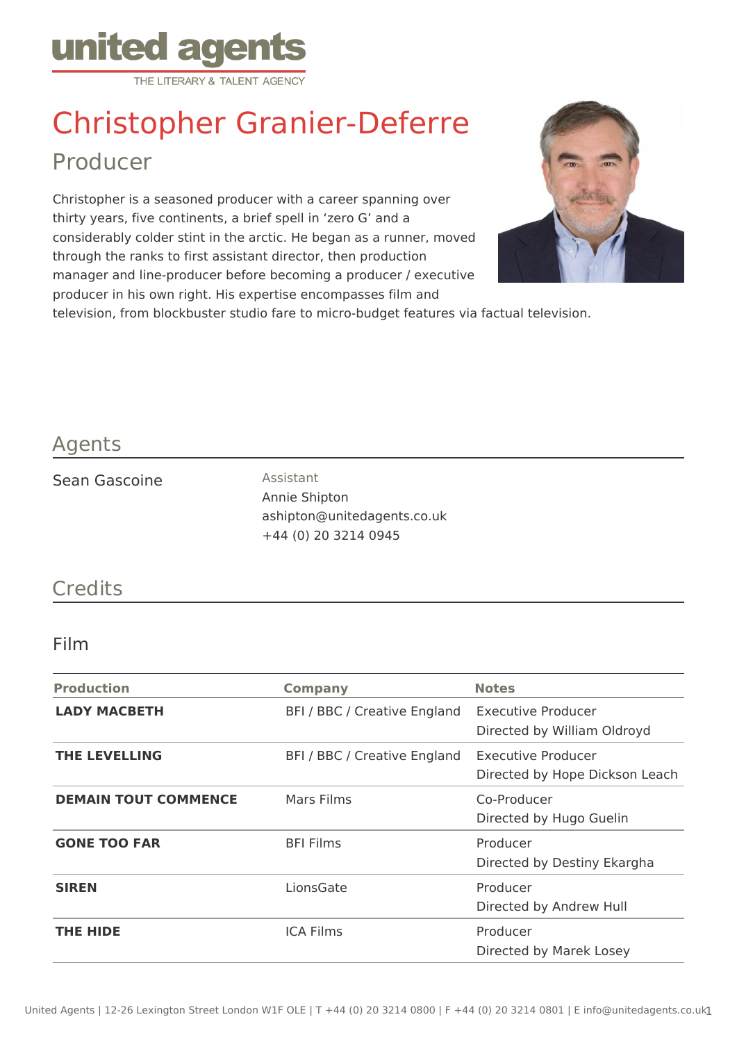united agents
THE LITERARY & TALENT AGENCY

# Christopher Granier-Deferre

## Producer

Christopher is a seasoned producer with a career spanning over thirty years, five continents, a brief spell in 'zero G' and a considerably colder stint in the arctic. He began as a runner, moved through the ranks to first assistant director, then production manager and line-producer before becoming a producer / executive producer in his own right. His expertise encompasses film and television, from blockbuster studio fare to micro-budget features via factual television.

## Agents

Sean Gascoine

Assistant
Annie Shipton
ashipton@unitedagents.co.uk
+44 (0) 20 3214 0945

## Credits

### Film

| Production | Company | Notes |
|---|---|---|
| **LADY MACBETH** | BFI / BBC / Creative England | Executive Producer<br>Directed by William Oldroyd |
| **THE LEVELLING** | BFI / BBC / Creative England | Executive Producer<br>Directed by Hope Dickson Leach |
| **DEMAIN TOUT COMMENCE** | Mars Films | Co-Producer<br>Directed by Hugo Guelin |
| **GONE TOO FAR** | BFI Films | Producer<br>Directed by Destiny Ekargha |
| **SIREN** | LionsGate | Producer<br>Directed by Andrew Hull |
| **THE HIDE** | ICA Films | Producer<br>Directed by Marek Losey |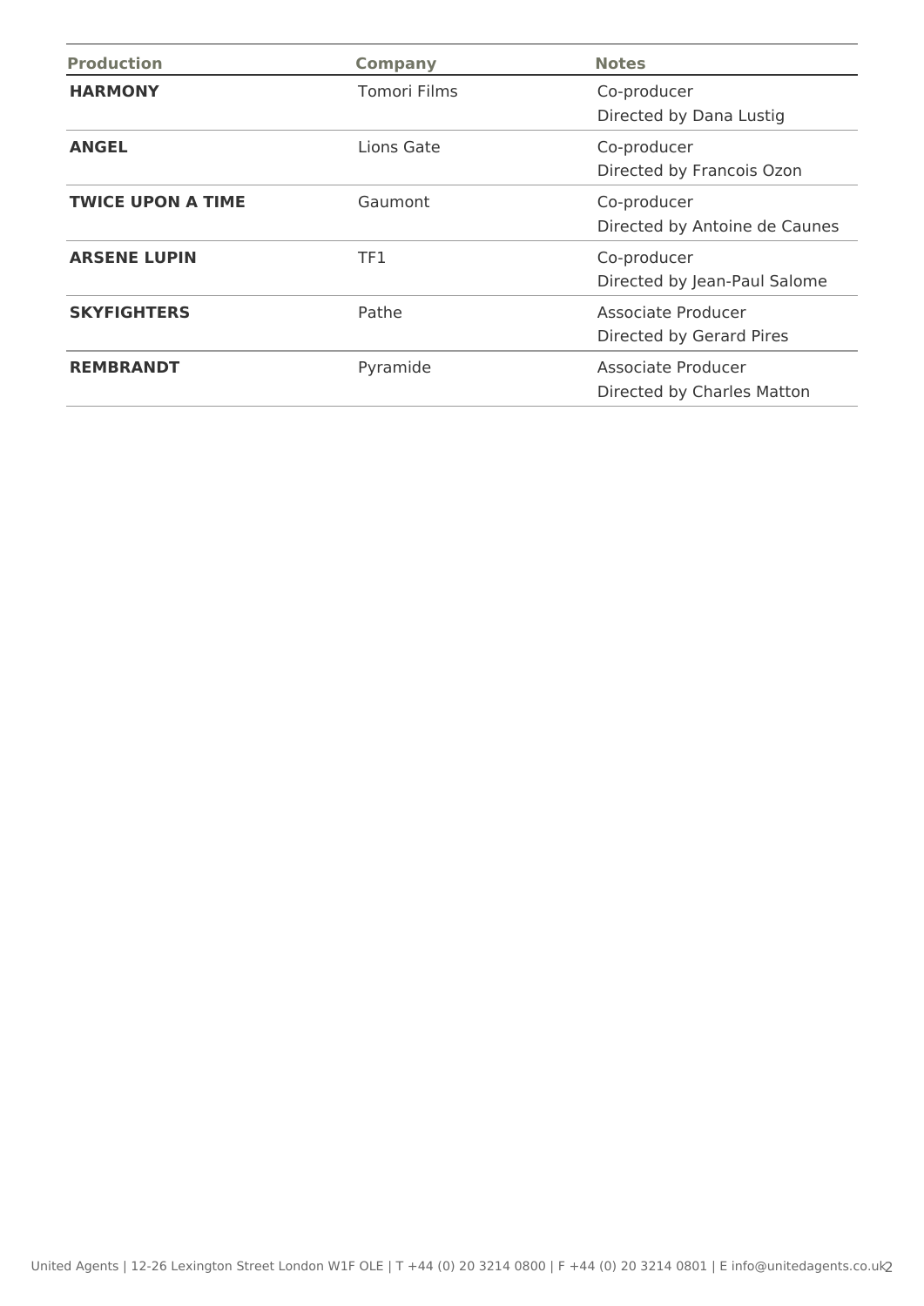| Production | Company | Notes |
|---|---|---|
| **HARMONY** | Tomori Films | Co-producer<br>Directed by Dana Lustig |
| **ANGEL** | Lions Gate | Co-producer<br>Directed by Francois Ozon |
| **TWICE UPON A TIME** | Gaumont | Co-producer<br>Directed by Antoine de Caunes |
| **ARSENE LUPIN** | TF1 | Co-producer<br>Directed by Jean-Paul Salome |
| **SKYFIGHTERS** | Pathe | Associate Producer<br>Directed by Gerard Pires |
| **REMBRANDT** | Pyramide | Associate Producer<br>Directed by Charles Matton |